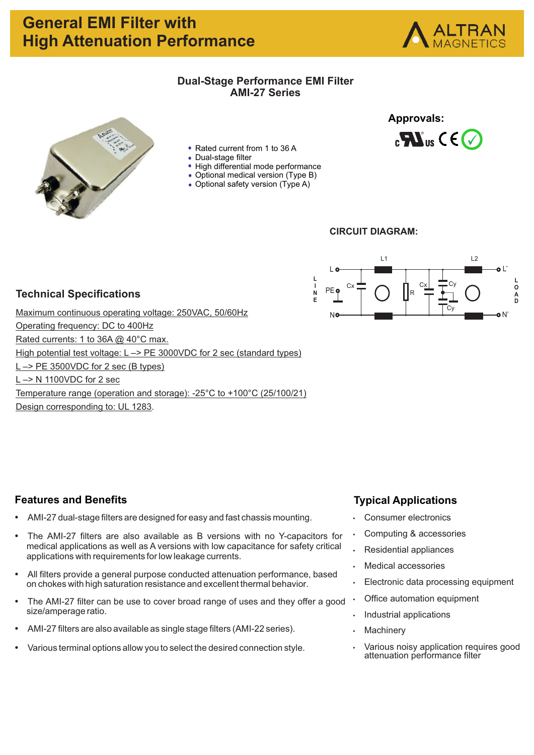# General EMI Filter with High Attenuation Performance

ALTRAN MAGNETICS

## Dual-Stage Performance EMI Filter
## AMI-27 Series

- Rated current from 1 to 36 A
- Dual-stage filter
- High differential mode performance
- Optional medical version (Type B)
- Optional safety version (Type A)

**Approvals:**

**CIRCUIT DIAGRAM:**

## Technical Specifications

Maximum continuous operating voltage: 250VAC, 50/60Hz
Operating frequency: DC to 400Hz
Rated currents: 1 to 36A @ 40°C max.
High potential test voltage: L –> PE 3000VDC for 2 sec (standard types)
L –> PE 3500VDC for 2 sec (B types)
L –> N 1100VDC for 2 sec
Temperature range (operation and storage): -25°C to +100°C (25/100/21)
Design corresponding to: UL 1283.

## Features and Benefits

- AMI-27 dual-stage filters are designed for easy and fast chassis mounting.
- The AMI-27 filters are also available as B versions with no Y-capacitors for medical applications as well as A versions with low capacitance for safety critical applications with requirements for low leakage currents.
- All filters provide a general purpose conducted attenuation performance, based on chokes with high saturation resistance and excellent thermal behavior.
- The AMI-27 filter can be use to cover broad range of uses and they offer a good size/amperage ratio.
- AMI-27 filters are also available as single stage filters (AMI-22 series).
- Various terminal options allow you to select the desired connection style.

## Typical Applications

- Consumer electronics
- Computing & accessories
- Residential appliances
- Medical accessories
- Electronic data processing equipment
- Office automation equipment
- Industrial applications
- Machinery
- Various noisy application requires good attenuation performance filter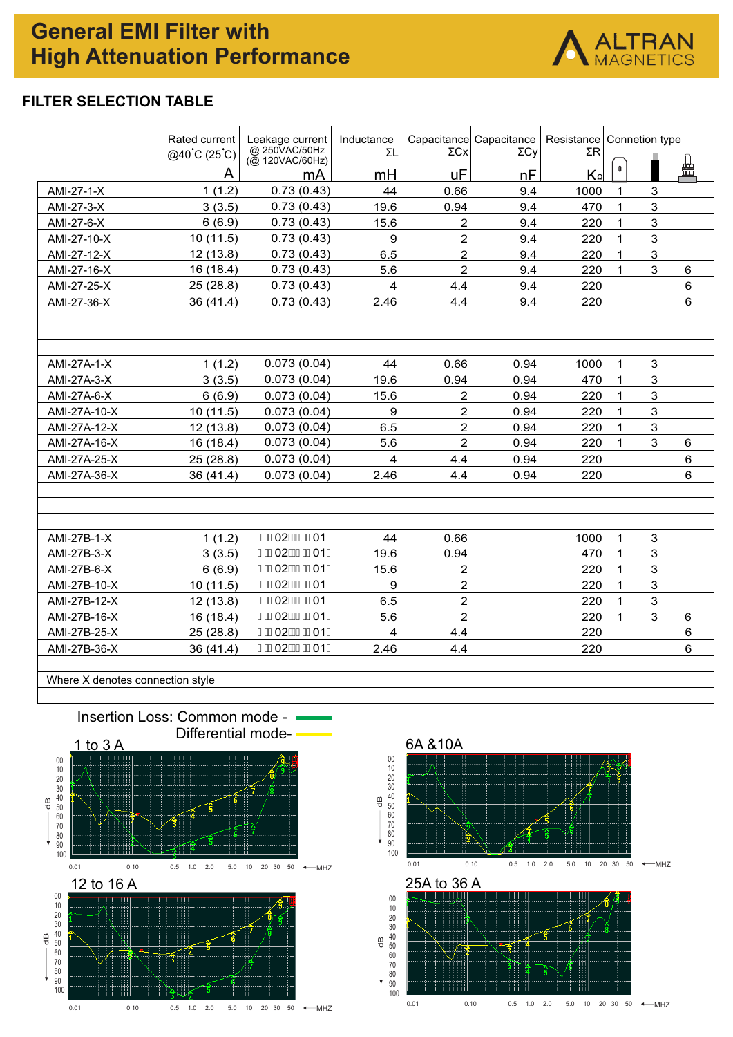# General EMI Filter with High Attenuation Performance

## FILTER SELECTION TABLE

| | Rated current @40˚C (25˚C) A | Leakage current @ 250VAC/50Hz (@ 120VAC/60Hz) mA | Inductance ΣL mH | Capacitance ΣCx uF | Capacitance ΣCy nF | Resistance ΣR KΩ | Connetion type | | |
|---|---|---|---|---|---|---|---|---|---|
| AMI-27-1-X | 1 (1.2) | 0.73 (0.43) | 44 | 0.66 | 9.4 | 1000 | 1 | 3 | |
| AMI-27-3-X | 3 (3.5) | 0.73 (0.43) | 19.6 | 0.94 | 9.4 | 470 | 1 | 3 | |
| AMI-27-6-X | 6 (6.9) | 0.73 (0.43) | 15.6 | 2 | 9.4 | 220 | 1 | 3 | |
| AMI-27-10-X | 10 (11.5) | 0.73 (0.43) | 9 | 2 | 9.4 | 220 | 1 | 3 | |
| AMI-27-12-X | 12 (13.8) | 0.73 (0.43) | 6.5 | 2 | 9.4 | 220 | 1 | 3 | |
| AMI-27-16-X | 16 (18.4) | 0.73 (0.43) | 5.6 | 2 | 9.4 | 220 | 1 | 3 | 6 |
| AMI-27-25-X | 25 (28.8) | 0.73 (0.43) | 4 | 4.4 | 9.4 | 220 | | | 6 |
| AMI-27-36-X | 36 (41.4) | 0.73 (0.43) | 2.46 | 4.4 | 9.4 | 220 | | | 6 |
| | | | | | | | | | |
| AMI-27A-1-X | 1 (1.2) | 0.073 (0.04) | 44 | 0.66 | 0.94 | 1000 | 1 | 3 | |
| AMI-27A-3-X | 3 (3.5) | 0.073 (0.04) | 19.6 | 0.94 | 0.94 | 470 | 1 | 3 | |
| AMI-27A-6-X | 6 (6.9) | 0.073 (0.04) | 15.6 | 2 | 0.94 | 220 | 1 | 3 | |
| AMI-27A-10-X | 10 (11.5) | 0.073 (0.04) | 9 | 2 | 0.94 | 220 | 1 | 3 | |
| AMI-27A-12-X | 12 (13.8) | 0.073 (0.04) | 6.5 | 2 | 0.94 | 220 | 1 | 3 | |
| AMI-27A-16-X | 16 (18.4) | 0.073 (0.04) | 5.6 | 2 | 0.94 | 220 | 1 | 3 | 6 |
| AMI-27A-25-X | 25 (28.8) | 0.073 (0.04) | 4 | 4.4 | 0.94 | 220 | | | 6 |
| AMI-27A-36-X | 36 (41.4) | 0.073 (0.04) | 2.46 | 4.4 | 0.94 | 220 | | | 6 |
| | | | | | | | | | |
| AMI-27B-1-X | 1 (1.2) | 02 01 | 44 | 0.66 | | 1000 | 1 | 3 | |
| AMI-27B-3-X | 3 (3.5) | 02 01 | 19.6 | 0.94 | | 470 | 1 | 3 | |
| AMI-27B-6-X | 6 (6.9) | 02 01 | 15.6 | 2 | | 220 | 1 | 3 | |
| AMI-27B-10-X | 10 (11.5) | 02 01 | 9 | 2 | | 220 | 1 | 3 | |
| AMI-27B-12-X | 12 (13.8) | 02 01 | 6.5 | 2 | | 220 | 1 | 3 | |
| AMI-27B-16-X | 16 (18.4) | 02 01 | 5.6 | 2 | | 220 | 1 | 3 | 6 |
| AMI-27B-25-X | 25 (28.8) | 02 01 | 4 | 4.4 | | 220 | | | 6 |
| AMI-27B-36-X | 36 (41.4) | 02 01 | 2.46 | 4.4 | | 220 | | | 6 |

Where X denotes connection style

Insertion Loss: Common mode - (green)
Differential mode- (yellow)

1 to 3 A

6A &10A

12 to 16 A

25A to 36 A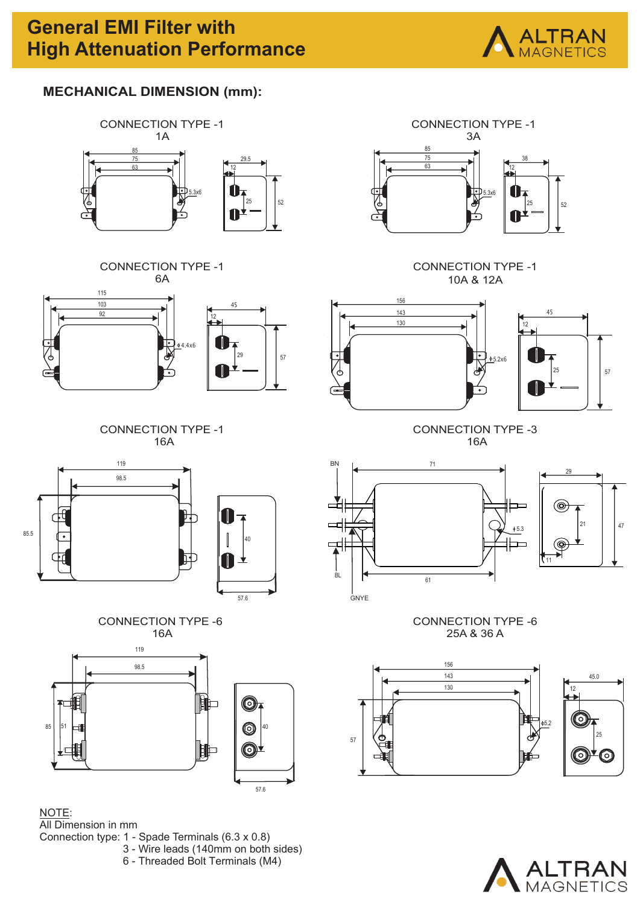# General EMI Filter with High Attenuation Performance

## MECHANICAL DIMENSION (mm):

CONNECTION TYPE -1
1A

85
75
63
5.3x6
29.5
12
25
52

CONNECTION TYPE -1
3A

85
75
63
5.3x6
38
12
25
52

CONNECTION TYPE -1
6A

115
103
92
4.4x6
45
12
29
57

CONNECTION TYPE -1
10A & 12A

156
143
130
5.2x6
45
12
25
57

CONNECTION TYPE -1
16A

119
98.5
85.5
40
57.6

CONNECTION TYPE -3
16A

BN
71
5.3
BL
61
GNYE
29
21
47
11

CONNECTION TYPE -6
16A

119
98.5
85
51
40
57.6

CONNECTION TYPE -6
25A & 36 A

156
143
130
5.2
57
45.0
12
25

NOTE:
All Dimension in mm
Connection type: 1 - Spade Terminals (6.3 x 0.8)
3 - Wire leads (140mm on both sides)
6 - Threaded Bolt Terminals (M4)